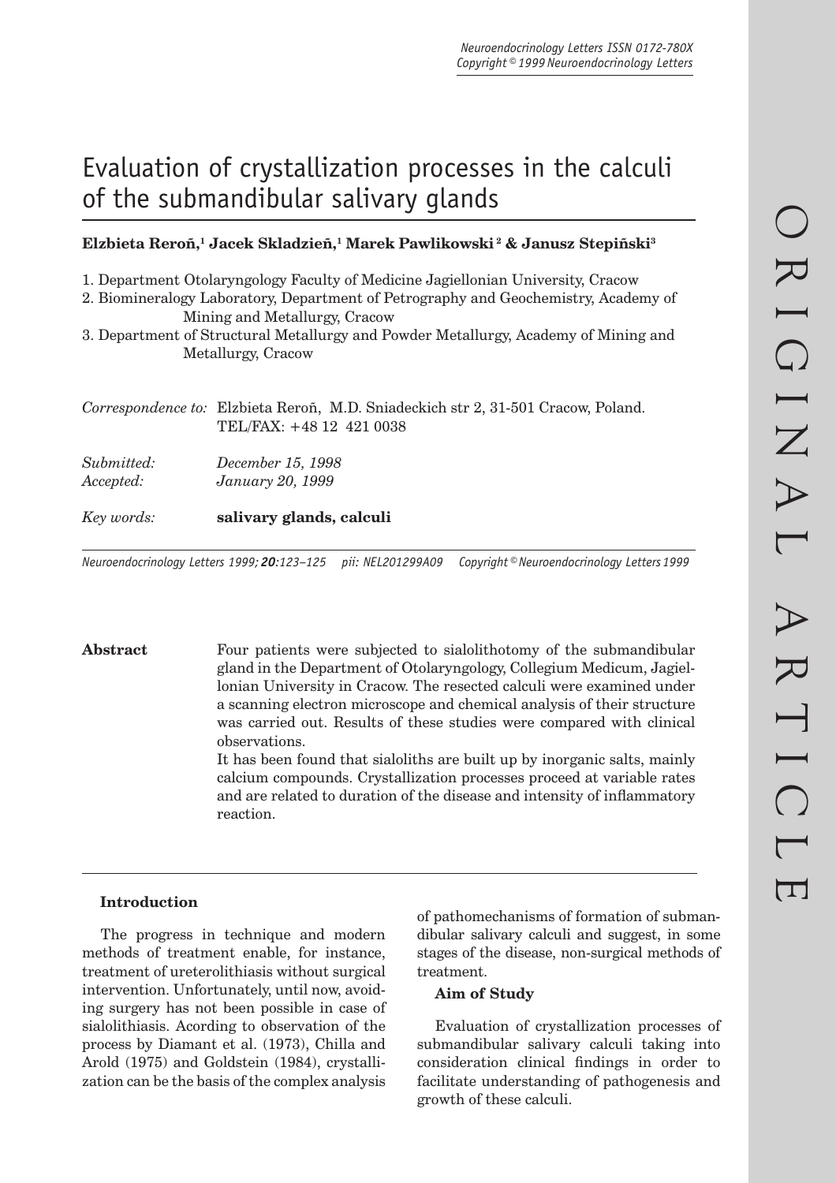# Evaluation of crystallization processes in the calculi of the submandibular salivary glands

**Elzbieta Reroñ,[1] Jacek Skladzień,[1] Marek Pawlikowski[2] & Janusz Stepiñski[3]**

1. Department Otolaryngology Faculty of Medicine Jagiellonian University, Cracow
2. Biomineralogy Laboratory, Department of Petrography and Geochemistry, Academy of Mining and Metallurgy, Cracow
3. Department of Structural Metallurgy and Powder Metallurgy, Academy of Mining and Metallurgy, Cracow

*Correspondence to:* Elzbieta Reroñ, M.D. Sniadeckich str 2, 31-501 Cracow, Poland. TEL/FAX: +48 12 421 0038

*Submitted:* December 15, 1998
*Accepted:* January 20, 1999

*Key words:* **salivary glands, calculi**

**Abstract**

Four patients were subjected to sialolithotomy of the submandibular gland in the Department of Otolaryngology, Collegium Medicum, Jagiellonian University in Cracow. The resected calculi were examined under a scanning electron microscope and chemical analysis of their structure was carried out. Results of these studies were compared with clinical observations.

It has been found that sialoliths are built up by inorganic salts, mainly calcium compounds. Crystallization processes proceed at variable rates and are related to duration of the disease and intensity of inflammatory reaction.

## Introduction

The progress in technique and modern methods of treatment enable, for instance, treatment of ureterolithiasis without surgical intervention. Unfortunately, until now, avoiding surgery has not been possible in case of sialolithiasis. Acording to observation of the process by Diamant et al. (1973), Chilla and Arold (1975) and Goldstein (1984), crystallization can be the basis of the complex analysis of pathomechanisms of formation of submandibular salivary calculi and suggest, in some stages of the disease, non-surgical methods of treatment.

### Aim of Study

Evaluation of crystallization processes of submandibular salivary calculi taking into consideration clinical findings in order to facilitate understanding of pathogenesis and growth of these calculi.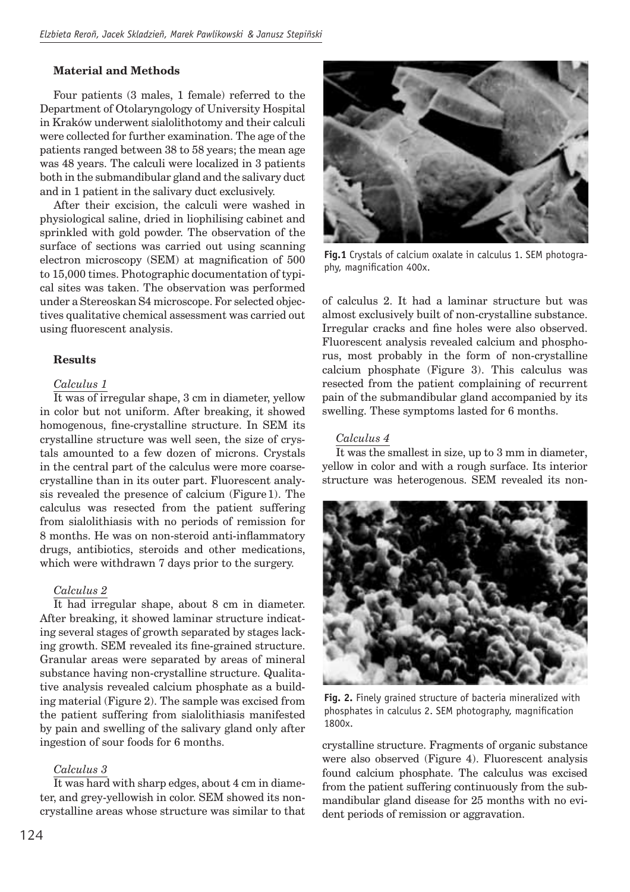### Material and Methods

Four patients (3 males, 1 female) referred to the Department of Otolaryngology of University Hospital in Kraków underwent sialolithotomy and their calculi were collected for further examination. The age of the patients ranged between 38 to 58 years; the mean age was 48 years. The calculi were localized in 3 patients both in the submandibular gland and the salivary duct and in 1 patient in the salivary duct exclusively.

After their excision, the calculi were washed in physiological saline, dried in liophilising cabinet and sprinkled with gold powder. The observation of the surface of sections was carried out using scanning electron microscopy (SEM) at magnification of 500 to 15,000 times. Photographic documentation of typical sites was taken. The observation was performed under a Stereoskan S4 microscope. For selected objectives qualitative chemical assessment was carried out using fluorescent analysis.

### Results

*Calculus 1*

It was of irregular shape, 3 cm in diameter, yellow in color but not uniform. After breaking, it showed homogenous, fine-crystalline structure. In SEM its crystalline structure was well seen, the size of crystals amounted to a few dozen of microns. Crystals in the central part of the calculus were more coarse-crystalline than in its outer part. Fluorescent analysis revealed the presence of calcium (Figure 1). The calculus was resected from the patient suffering from sialolithiasis with no periods of remission for 8 months. He was on non-steroid anti-inflammatory drugs, antibiotics, steroids and other medications, which were withdrawn 7 days prior to the surgery.

*Calculus 2*

It had irregular shape, about 8 cm in diameter. After breaking, it showed laminar structure indicating several stages of growth separated by stages lacking growth. SEM revealed its fine-grained structure. Granular areas were separated by areas of mineral substance having non-crystalline structure. Qualitative analysis revealed calcium phosphate as a building material (Figure 2). The sample was excised from the patient suffering from sialolithiasis manifested by pain and swelling of the salivary gland only after ingestion of sour foods for 6 months.

*Calculus 3*

It was hard with sharp edges, about 4 cm in diameter, and grey-yellowish in color. SEM showed its non-crystalline areas whose structure was similar to that of calculus 2. It had a laminar structure but was almost exclusively built of non-crystalline substance. Irregular cracks and fine holes were also observed. Fluorescent analysis revealed calcium and phosphorus, most probably in the form of non-crystalline calcium phosphate (Figure 3). This calculus was resected from the patient complaining of recurrent pain of the submandibular gland accompanied by its swelling. These symptoms lasted for 6 months.

**Fig.1** Crystals of calcium oxalate in calculus 1. SEM photography, magnification 400x.

*Calculus 4*

It was the smallest in size, up to 3 mm in diameter, yellow in color and with a rough surface. Its interior structure was heterogenous. SEM revealed its non-crystalline structure. Fragments of organic substance were also observed (Figure 4). Fluorescent analysis found calcium phosphate. The calculus was excised from the patient suffering continuously from the submandibular gland disease for 25 months with no evident periods of remission or aggravation.

**Fig. 2.** Finely grained structure of bacteria mineralized with phosphates in calculus 2. SEM photography, magnification 1800x.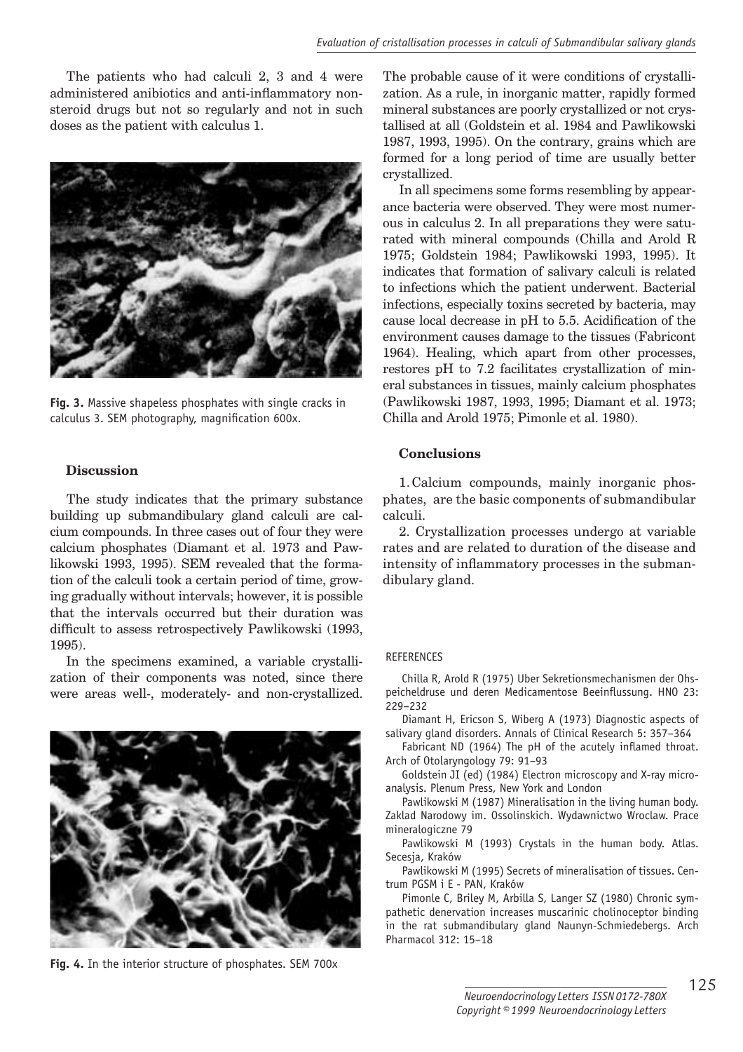The patients who had calculi 2, 3 and 4 were administered anibiotics and anti-inflammatory nonsteroid drugs but not so regularly and not in such doses as the patient with calculus 1.

**Fig. 3.** Massive shapeless phosphates with single cracks in calculus 3. SEM photography, magnification 600x.

### Discussion

The study indicates that the primary substance building up submandibulary gland calculi are calcium compounds. In three cases out of four they were calcium phosphates (Diamant et al. 1973 and Pawlikowski 1993, 1995). SEM revealed that the formation of the calculi took a certain period of time, growing gradually without intervals; however, it is possible that the intervals occurred but their duration was difficult to assess retrospectively Pawlikowski (1993, 1995).

In the specimens examined, a variable crystallization of their components was noted, since there were areas well-, moderately- and non-crystallized. The probable cause of it were conditions of crystallization. As a rule, in inorganic matter, rapidly formed mineral substances are poorly crystallized or not crystallised at all (Goldstein et al. 1984 and Pawlikowski 1987, 1993, 1995). On the contrary, grains which are formed for a long period of time are usually better crystallized.

**Fig. 4.** In the interior structure of phosphates. SEM 700x

In all specimens some forms resembling by appearance bacteria were observed. They were most numerous in calculus 2. In all preparations they were saturated with mineral compounds (Chilla and Arold R 1975; Goldstein 1984; Pawlikowski 1993, 1995). It indicates that formation of salivary calculi is related to infections which the patient underwent. Bacterial infections, especially toxins secreted by bacteria, may cause local decrease in pH to 5.5. Acidification of the environment causes damage to the tissues (Fabricont 1964). Healing, which apart from other processes, restores pH to 7.2 facilitates crystallization of mineral substances in tissues, mainly calcium phosphates (Pawlikowski 1987, 1993, 1995; Diamant et al. 1973; Chilla and Arold 1975; Pimonle et al. 1980).

### Conclusions

1. Calcium compounds, mainly inorganic phosphates, are the basic components of submandibular calculi.

2. Crystallization processes undergo at variable rates and are related to duration of the disease and intensity of inflammatory processes in the submandibulary gland.

#### REFERENCES

Chilla R, Arold R (1975) Uber Sekretionsmechanismen der Ohspeicheldruse und deren Medicamentose Beeinflussung. HNO 23: 229–232

Diamant H, Ericson S, Wiberg A (1973) Diagnostic aspects of salivary gland disorders. Annals of Clinical Research 5: 357–364

Fabricant ND (1964) The pH of the acutely inflamed throat. Arch of Otolaryngology 79: 91–93

Goldstein JI (ed) (1984) Electron microscopy and X-ray microanalysis. Plenum Press, New York and London

Pawlikowski M (1987) Mineralisation in the living human body. Zaklad Narodowy im. Ossolinskich. Wydawnictwo Wroclaw. Prace mineralogiczne 79

Pawlikowski M (1993) Crystals in the human body. Atlas. Secesja, Kraków

Pawlikowski M (1995) Secrets of mineralisation of tissues. Centrum PGSM i E - PAN, Kraków

Pimonle C, Briley M, Arbilla S, Langer SZ (1980) Chronic sympathetic denervation increases muscarinic cholinoceptor binding in the rat submandibulary gland Naunyn-Schmiedebergs. Arch Pharmacol 312: 15–18